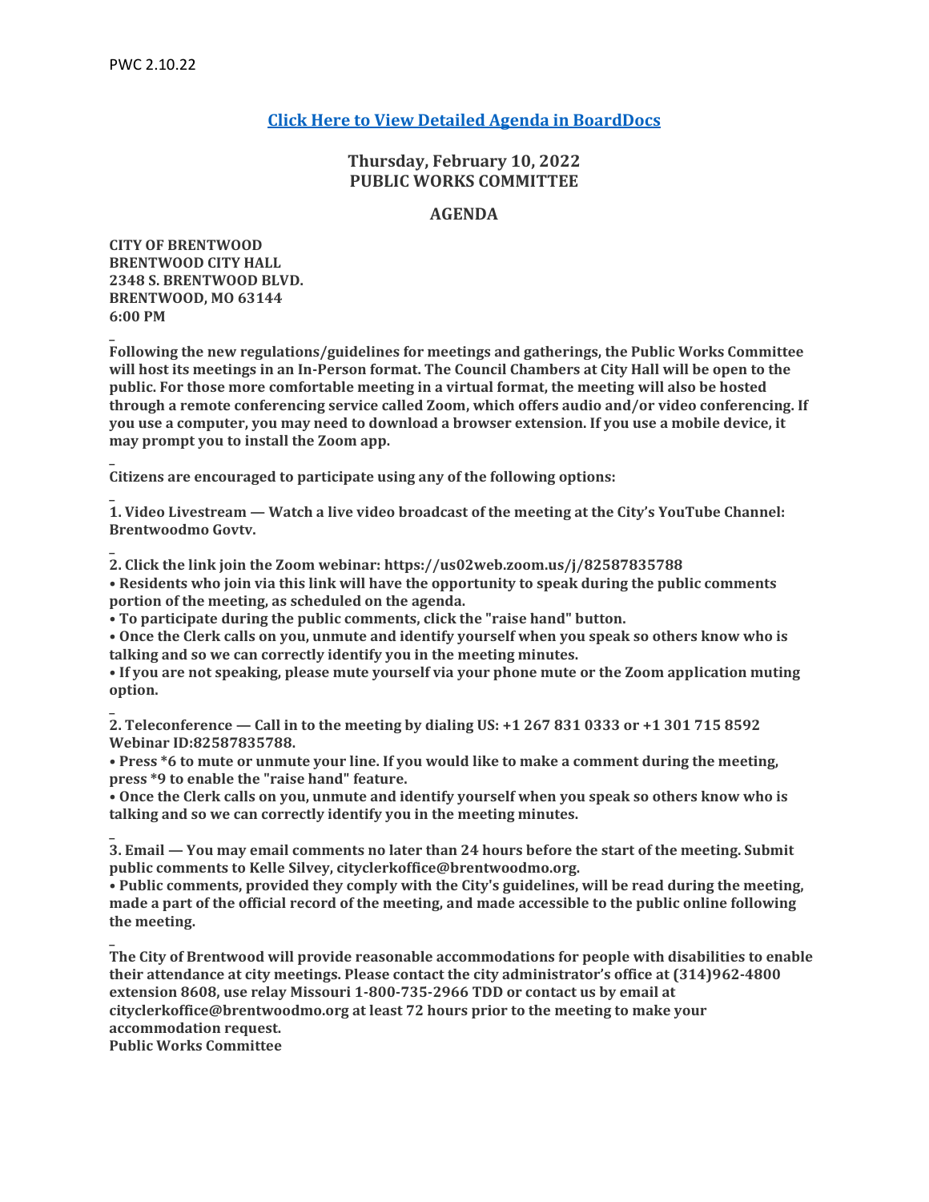PWC 2.10.22

[Click Here to View Detailed Agenda in BoardDocs]

## Thursday, February 10, 2022
## PUBLIC WORKS COMMITTEE

## AGENDA

**CITY OF BRENTWOOD**
**BRENTWOOD CITY HALL**
**2348 S. BRENTWOOD BLVD.**
**BRENTWOOD, MO 63144**
**6:00 PM**

**Following the new regulations/guidelines for meetings and gatherings, the Public Works Committee will host its meetings in an In-Person format. The Council Chambers at City Hall will be open to the public. For those more comfortable meeting in a virtual format, the meeting will also be hosted through a remote conferencing service called Zoom, which offers audio and/or video conferencing. If you use a computer, you may need to download a browser extension. If you use a mobile device, it may prompt you to install the Zoom app.**

**Citizens are encouraged to participate using any of the following options:**

**1. Video Livestream — Watch a live video broadcast of the meeting at the City's YouTube Channel: Brentwoodmo Govtv.**

**2. Click the link join the Zoom webinar: https://us02web.zoom.us/j/82587835788**
- **Residents who join via this link will have the opportunity to speak during the public comments portion of the meeting, as scheduled on the agenda.**
- **To participate during the public comments, click the "raise hand" button.**
- **Once the Clerk calls on you, unmute and identify yourself when you speak so others know who is talking and so we can correctly identify you in the meeting minutes.**
- **If you are not speaking, please mute yourself via your phone mute or the Zoom application muting option.**

**2. Teleconference — Call in to the meeting by dialing US: +1 267 831 0333 or +1 301 715 8592 Webinar ID:82587835788.**
- **Press *6 to mute or unmute your line. If you would like to make a comment during the meeting, press *9 to enable the "raise hand" feature.**
- **Once the Clerk calls on you, unmute and identify yourself when you speak so others know who is talking and so we can correctly identify you in the meeting minutes.**

**3. Email — You may email comments no later than 24 hours before the start of the meeting. Submit public comments to Kelle Silvey, cityclerkoffice@brentwoodmo.org.**
- **Public comments, provided they comply with the City's guidelines, will be read during the meeting, made a part of the official record of the meeting, and made accessible to the public online following the meeting.**

**The City of Brentwood will provide reasonable accommodations for people with disabilities to enable their attendance at city meetings. Please contact the city administrator's office at (314)962-4800 extension 8608, use relay Missouri 1-800-735-2966 TDD or contact us by email at cityclerkoffice@brentwoodmo.org at least 72 hours prior to the meeting to make your accommodation request.**
**Public Works Committee**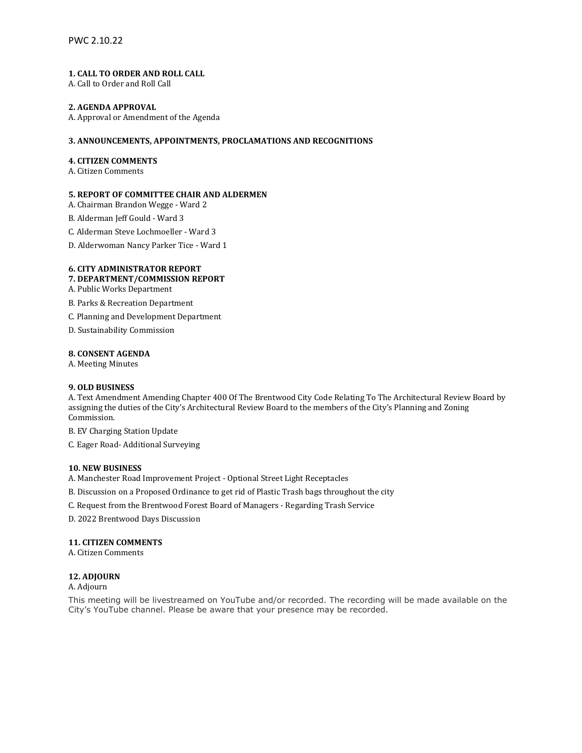PWC 2.10.22

**1. CALL TO ORDER AND ROLL CALL**

A. Call to Order and Roll Call

**2. AGENDA APPROVAL**

A. Approval or Amendment of the Agenda

**3. ANNOUNCEMENTS, APPOINTMENTS, PROCLAMATIONS AND RECOGNITIONS**

**4. CITIZEN COMMENTS**

A. Citizen Comments

**5. REPORT OF COMMITTEE CHAIR AND ALDERMEN**

A. Chairman Brandon Wegge - Ward 2

B. Alderman Jeff Gould - Ward 3

C. Alderman Steve Lochmoeller - Ward 3

D. Alderwoman Nancy Parker Tice - Ward 1

**6. CITY ADMINISTRATOR REPORT**

**7. DEPARTMENT/COMMISSION REPORT**

A. Public Works Department

B. Parks & Recreation Department

C. Planning and Development Department

D. Sustainability Commission

**8. CONSENT AGENDA**

A. Meeting Minutes

**9. OLD BUSINESS**

A. Text Amendment Amending Chapter 400 Of The Brentwood City Code Relating To The Architectural Review Board by assigning the duties of the City's Architectural Review Board to the members of the City's Planning and Zoning Commission.

B. EV Charging Station Update

C. Eager Road- Additional Surveying

**10. NEW BUSINESS**

A. Manchester Road Improvement Project - Optional Street Light Receptacles

B. Discussion on a Proposed Ordinance to get rid of Plastic Trash bags throughout the city

C. Request from the Brentwood Forest Board of Managers - Regarding Trash Service

D. 2022 Brentwood Days Discussion

**11. CITIZEN COMMENTS**

A. Citizen Comments

**12. ADJOURN**

A. Adjourn

This meeting will be livestreamed on YouTube and/or recorded. The recording will be made available on the City's YouTube channel. Please be aware that your presence may be recorded.